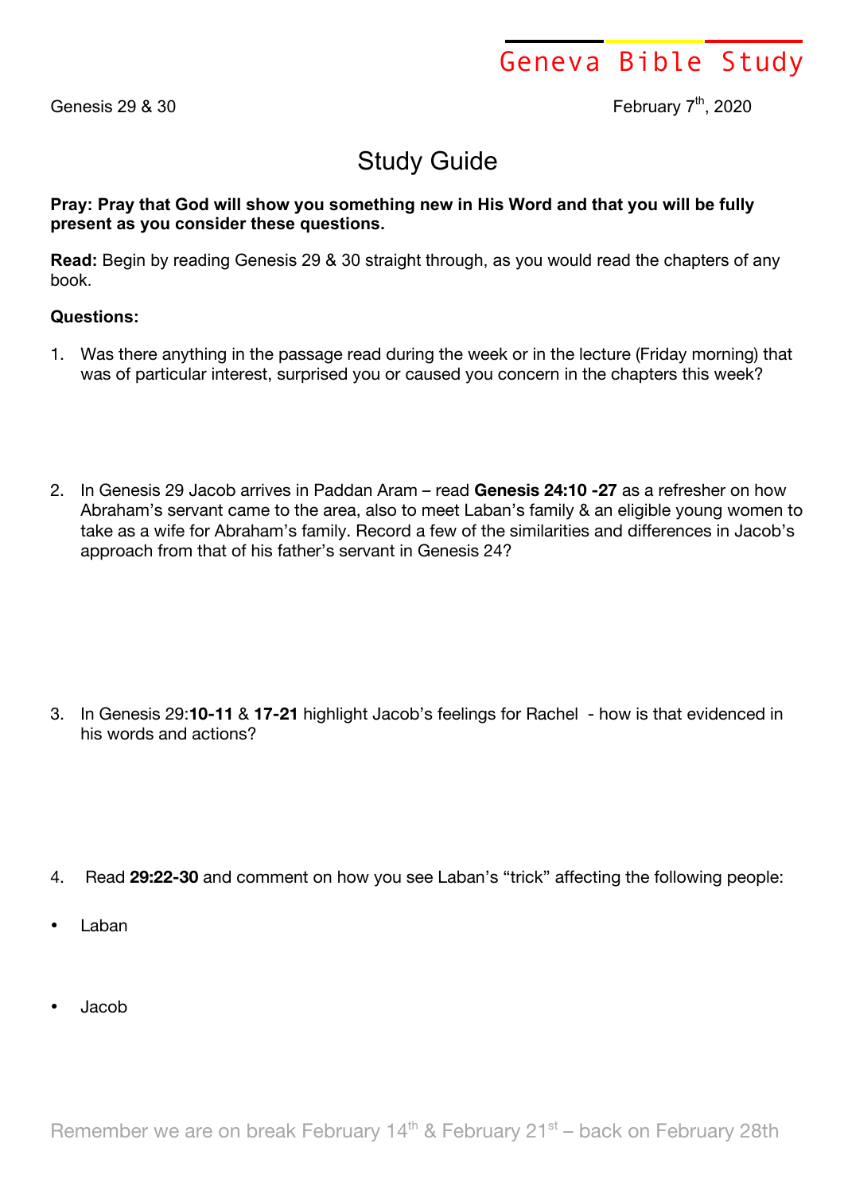Geneva Bible Study

Genesis 29 & 30 February 7th, 2020

# Study Guide

**Pray: Pray that God will show you something new in His Word and that you will be fully present as you consider these questions.**

**Read:** Begin by reading Genesis 29 & 30 straight through, as you would read the chapters of any book.

**Questions:**

1. Was there anything in the passage read during the week or in the lecture (Friday morning) that was of particular interest, surprised you or caused you concern in the chapters this week?

2. In Genesis 29 Jacob arrives in Paddan Aram – read **Genesis 24:10 -27** as a refresher on how Abraham's servant came to the area, also to meet Laban's family & an eligible young women to take as a wife for Abraham's family. Record a few of the similarities and differences in Jacob's approach from that of his father's servant in Genesis 24?

3. In Genesis 29:**10-11** & **17-21** highlight Jacob's feelings for Rachel - how is that evidenced in his words and actions?

4. Read **29:22-30** and comment on how you see Laban's "trick" affecting the following people:

- Laban

- Jacob

Remember we are on break February 14th & February 21st – back on February 28th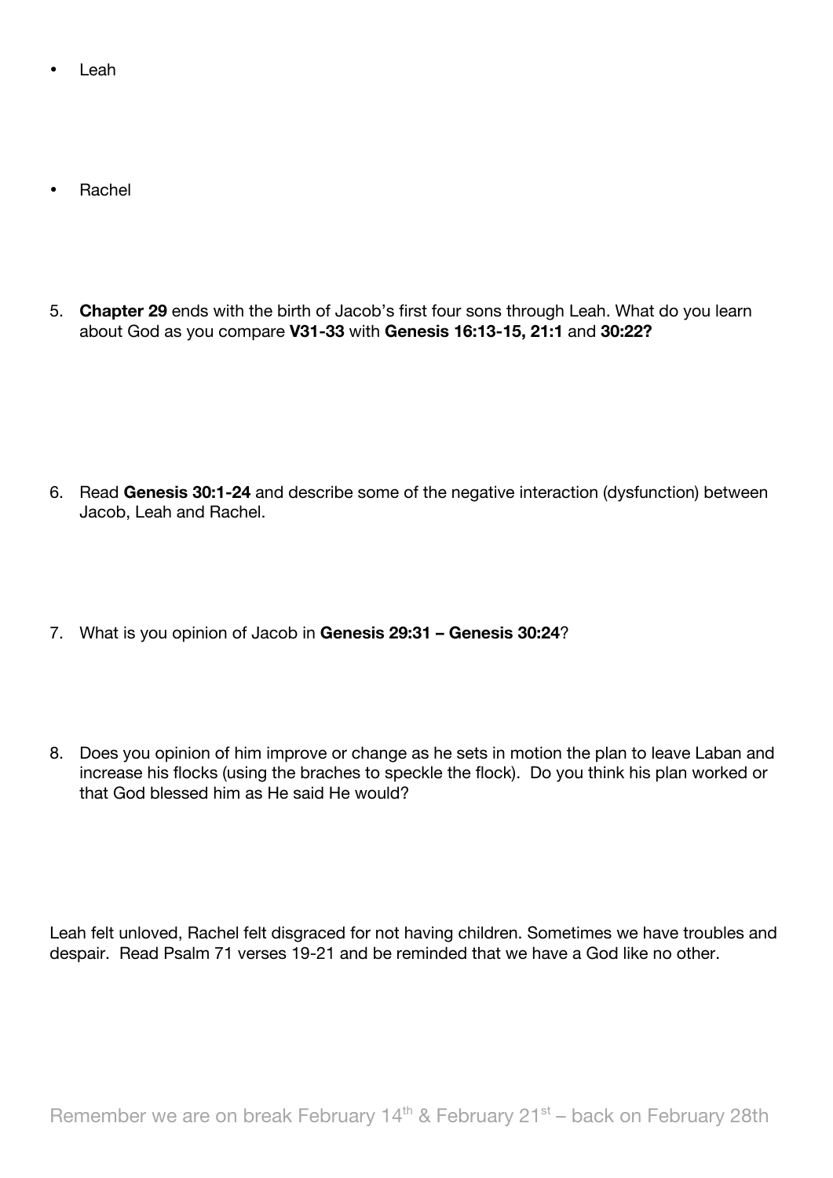- Leah

- Rachel

5. **Chapter 29** ends with the birth of Jacob's first four sons through Leah. What do you learn about God as you compare **V31-33** with **Genesis 16:13-15, 21:1** and **30:22?**

6. Read **Genesis 30:1-24** and describe some of the negative interaction (dysfunction) between Jacob, Leah and Rachel.

7. What is you opinion of Jacob in **Genesis 29:31 – Genesis 30:24**?

8. Does you opinion of him improve or change as he sets in motion the plan to leave Laban and increase his flocks (using the braches to speckle the flock). Do you think his plan worked or that God blessed him as He said He would?

Leah felt unloved, Rachel felt disgraced for not having children. Sometimes we have troubles and despair. Read Psalm 71 verses 19-21 and be reminded that we have a God like no other.

Remember we are on break February 14th & February 21st – back on February 28th